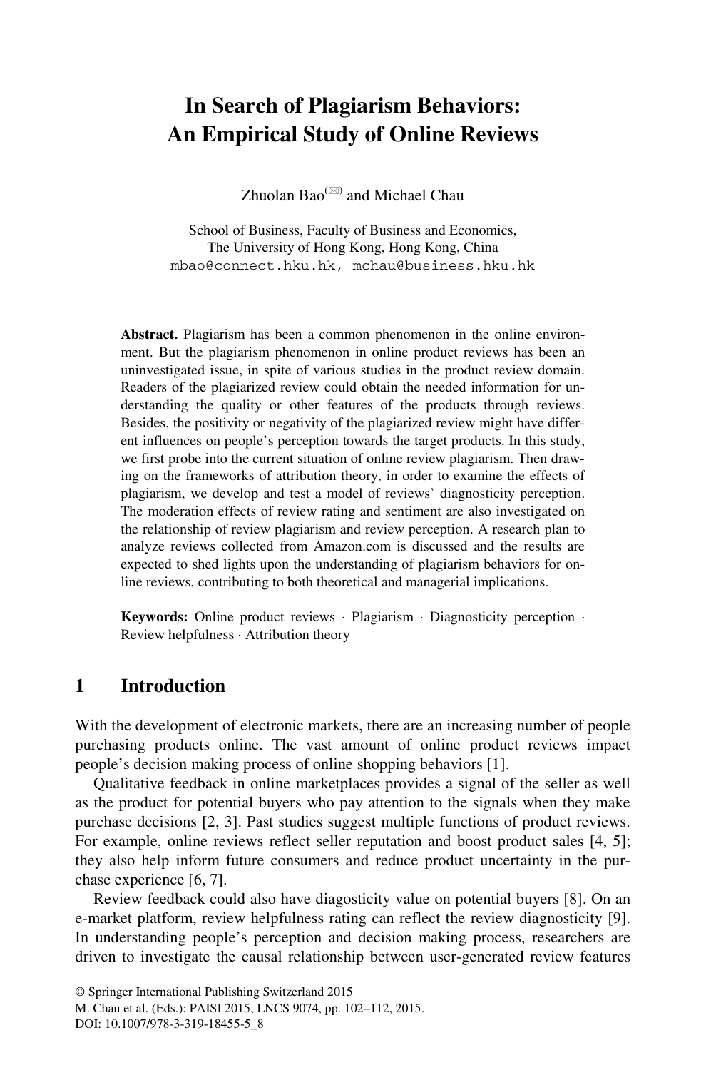# In Search of Plagiarism Behaviors: An Empirical Study of Online Reviews

Zhuolan Bao(✉) and Michael Chau

School of Business, Faculty of Business and Economics,
The University of Hong Kong, Hong Kong, China
mbao@connect.hku.hk, mchau@business.hku.hk

**Abstract.** Plagiarism has been a common phenomenon in the online environment. But the plagiarism phenomenon in online product reviews has been an uninvestigated issue, in spite of various studies in the product review domain. Readers of the plagiarized review could obtain the needed information for understanding the quality or other features of the products through reviews. Besides, the positivity or negativity of the plagiarized review might have different influences on people's perception towards the target products. In this study, we first probe into the current situation of online review plagiarism. Then drawing on the frameworks of attribution theory, in order to examine the effects of plagiarism, we develop and test a model of reviews' diagnosticity perception. The moderation effects of review rating and sentiment are also investigated on the relationship of review plagiarism and review perception. A research plan to analyze reviews collected from Amazon.com is discussed and the results are expected to shed lights upon the understanding of plagiarism behaviors for online reviews, contributing to both theoretical and managerial implications.

**Keywords:** Online product reviews · Plagiarism · Diagnosticity perception · Review helpfulness · Attribution theory

## 1 Introduction

With the development of electronic markets, there are an increasing number of people purchasing products online. The vast amount of online product reviews impact people's decision making process of online shopping behaviors [1].

Qualitative feedback in online marketplaces provides a signal of the seller as well as the product for potential buyers who pay attention to the signals when they make purchase decisions [2, 3]. Past studies suggest multiple functions of product reviews. For example, online reviews reflect seller reputation and boost product sales [4, 5]; they also help inform future consumers and reduce product uncertainty in the purchase experience [6, 7].

Review feedback could also have diagosticity value on potential buyers [8]. On an e-market platform, review helpfulness rating can reflect the review diagnosticity [9]. In understanding people's perception and decision making process, researchers are driven to investigate the causal relationship between user-generated review features

© Springer International Publishing Switzerland 2015
M. Chau et al. (Eds.): PAISI 2015, LNCS 9074, pp. 102–112, 2015.
DOI: 10.1007/978-3-319-18455-5_8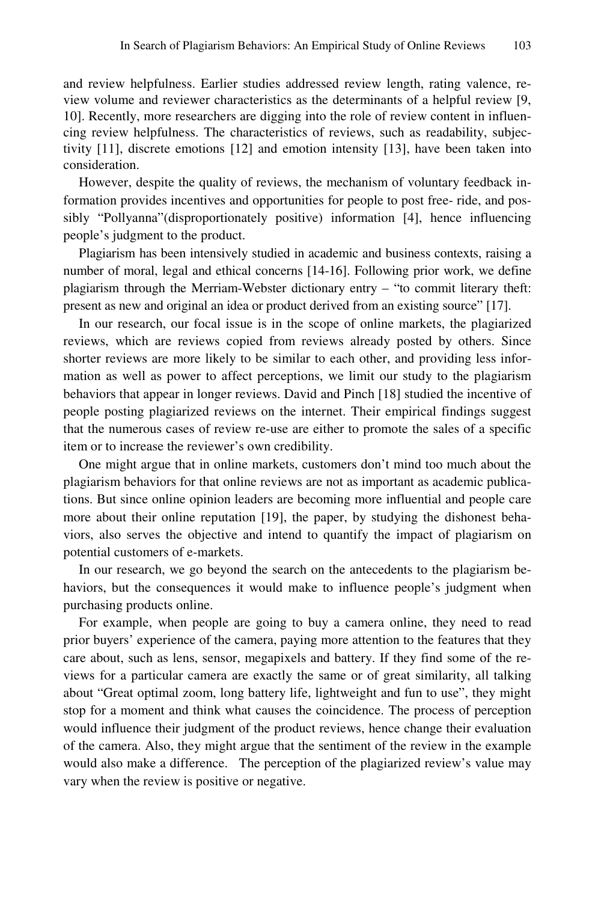and review helpfulness. Earlier studies addressed review length, rating valence, review volume and reviewer characteristics as the determinants of a helpful review [9, 10]. Recently, more researchers are digging into the role of review content in influencing review helpfulness. The characteristics of reviews, such as readability, subjectivity [11], discrete emotions [12] and emotion intensity [13], have been taken into consideration.

However, despite the quality of reviews, the mechanism of voluntary feedback information provides incentives and opportunities for people to post free- ride, and possibly "Pollyanna"(disproportionately positive) information [4], hence influencing people's judgment to the product.

Plagiarism has been intensively studied in academic and business contexts, raising a number of moral, legal and ethical concerns [14-16]. Following prior work, we define plagiarism through the Merriam-Webster dictionary entry – "to commit literary theft: present as new and original an idea or product derived from an existing source" [17].

In our research, our focal issue is in the scope of online markets, the plagiarized reviews, which are reviews copied from reviews already posted by others. Since shorter reviews are more likely to be similar to each other, and providing less information as well as power to affect perceptions, we limit our study to the plagiarism behaviors that appear in longer reviews. David and Pinch [18] studied the incentive of people posting plagiarized reviews on the internet. Their empirical findings suggest that the numerous cases of review re-use are either to promote the sales of a specific item or to increase the reviewer's own credibility.

One might argue that in online markets, customers don't mind too much about the plagiarism behaviors for that online reviews are not as important as academic publications. But since online opinion leaders are becoming more influential and people care more about their online reputation [19], the paper, by studying the dishonest behaviors, also serves the objective and intend to quantify the impact of plagiarism on potential customers of e-markets.

In our research, we go beyond the search on the antecedents to the plagiarism behaviors, but the consequences it would make to influence people's judgment when purchasing products online.

For example, when people are going to buy a camera online, they need to read prior buyers' experience of the camera, paying more attention to the features that they care about, such as lens, sensor, megapixels and battery. If they find some of the reviews for a particular camera are exactly the same or of great similarity, all talking about "Great optimal zoom, long battery life, lightweight and fun to use", they might stop for a moment and think what causes the coincidence. The process of perception would influence their judgment of the product reviews, hence change their evaluation of the camera. Also, they might argue that the sentiment of the review in the example would also make a difference. The perception of the plagiarized review's value may vary when the review is positive or negative.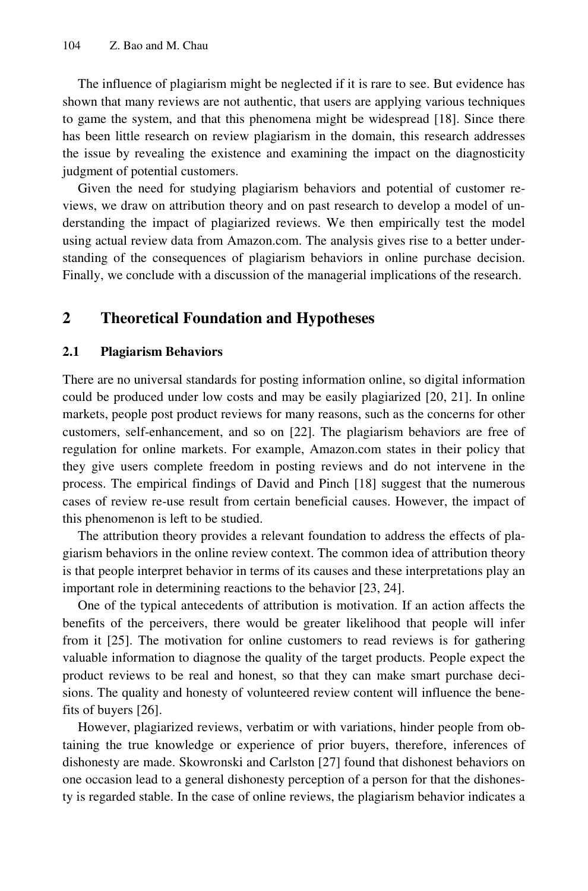The influence of plagiarism might be neglected if it is rare to see. But evidence has shown that many reviews are not authentic, that users are applying various techniques to game the system, and that this phenomena might be widespread [18]. Since there has been little research on review plagiarism in the domain, this research addresses the issue by revealing the existence and examining the impact on the diagnosticity judgment of potential customers.

Given the need for studying plagiarism behaviors and potential of customer reviews, we draw on attribution theory and on past research to develop a model of understanding the impact of plagiarized reviews. We then empirically test the model using actual review data from Amazon.com. The analysis gives rise to a better understanding of the consequences of plagiarism behaviors in online purchase decision. Finally, we conclude with a discussion of the managerial implications of the research.

## 2 Theoretical Foundation and Hypotheses

### 2.1 Plagiarism Behaviors

There are no universal standards for posting information online, so digital information could be produced under low costs and may be easily plagiarized [20, 21]. In online markets, people post product reviews for many reasons, such as the concerns for other customers, self-enhancement, and so on [22]. The plagiarism behaviors are free of regulation for online markets. For example, Amazon.com states in their policy that they give users complete freedom in posting reviews and do not intervene in the process. The empirical findings of David and Pinch [18] suggest that the numerous cases of review re-use result from certain beneficial causes. However, the impact of this phenomenon is left to be studied.

The attribution theory provides a relevant foundation to address the effects of plagiarism behaviors in the online review context. The common idea of attribution theory is that people interpret behavior in terms of its causes and these interpretations play an important role in determining reactions to the behavior [23, 24].

One of the typical antecedents of attribution is motivation. If an action affects the benefits of the perceivers, there would be greater likelihood that people will infer from it [25]. The motivation for online customers to read reviews is for gathering valuable information to diagnose the quality of the target products. People expect the product reviews to be real and honest, so that they can make smart purchase decisions. The quality and honesty of volunteered review content will influence the benefits of buyers [26].

However, plagiarized reviews, verbatim or with variations, hinder people from obtaining the true knowledge or experience of prior buyers, therefore, inferences of dishonesty are made. Skowronski and Carlston [27] found that dishonest behaviors on one occasion lead to a general dishonesty perception of a person for that the dishonesty is regarded stable. In the case of online reviews, the plagiarism behavior indicates a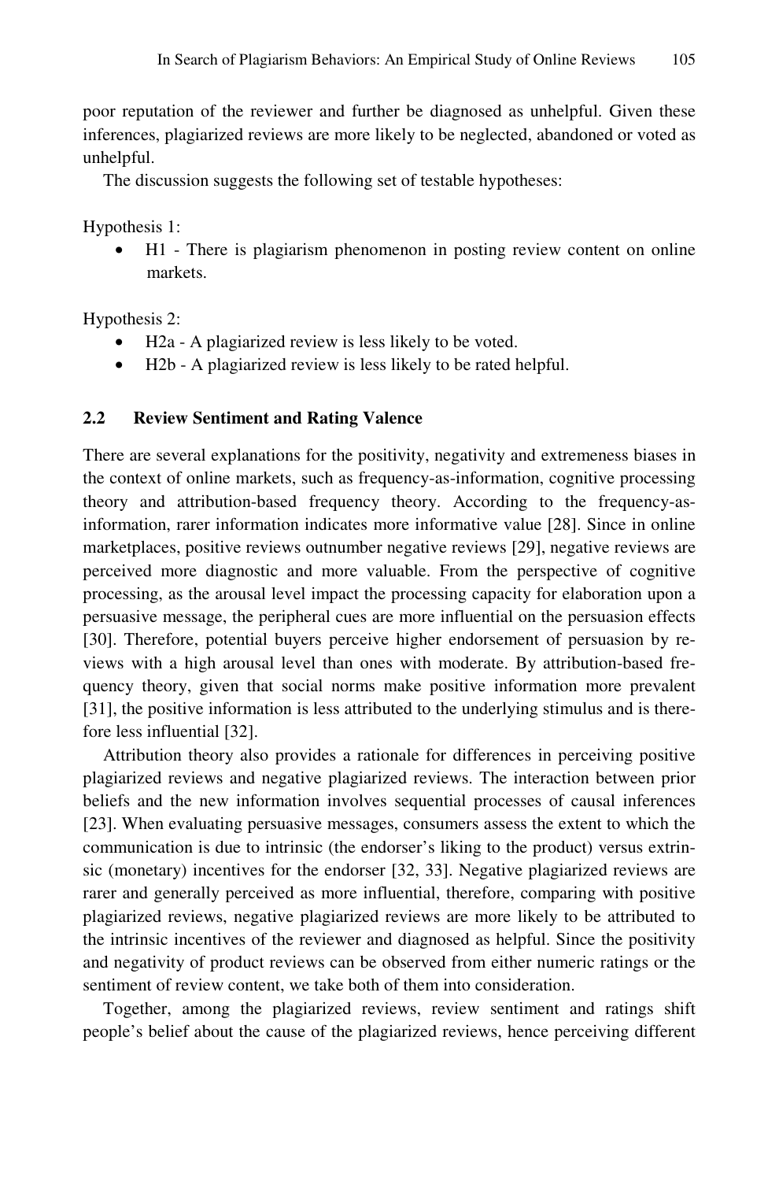poor reputation of the reviewer and further be diagnosed as unhelpful. Given these inferences, plagiarized reviews are more likely to be neglected, abandoned or voted as unhelpful.

The discussion suggests the following set of testable hypotheses:

Hypothesis 1:

- H1 - There is plagiarism phenomenon in posting review content on online markets.

Hypothesis 2:

- H2a - A plagiarized review is less likely to be voted.
- H2b - A plagiarized review is less likely to be rated helpful.

### 2.2 Review Sentiment and Rating Valence

There are several explanations for the positivity, negativity and extremeness biases in the context of online markets, such as frequency-as-information, cognitive processing theory and attribution-based frequency theory. According to the frequency-as-information, rarer information indicates more informative value [28]. Since in online marketplaces, positive reviews outnumber negative reviews [29], negative reviews are perceived more diagnostic and more valuable. From the perspective of cognitive processing, as the arousal level impact the processing capacity for elaboration upon a persuasive message, the peripheral cues are more influential on the persuasion effects [30]. Therefore, potential buyers perceive higher endorsement of persuasion by reviews with a high arousal level than ones with moderate. By attribution-based frequency theory, given that social norms make positive information more prevalent [31], the positive information is less attributed to the underlying stimulus and is therefore less influential [32].

Attribution theory also provides a rationale for differences in perceiving positive plagiarized reviews and negative plagiarized reviews. The interaction between prior beliefs and the new information involves sequential processes of causal inferences [23]. When evaluating persuasive messages, consumers assess the extent to which the communication is due to intrinsic (the endorser's liking to the product) versus extrinsic (monetary) incentives for the endorser [32, 33]. Negative plagiarized reviews are rarer and generally perceived as more influential, therefore, comparing with positive plagiarized reviews, negative plagiarized reviews are more likely to be attributed to the intrinsic incentives of the reviewer and diagnosed as helpful. Since the positivity and negativity of product reviews can be observed from either numeric ratings or the sentiment of review content, we take both of them into consideration.

Together, among the plagiarized reviews, review sentiment and ratings shift people's belief about the cause of the plagiarized reviews, hence perceiving different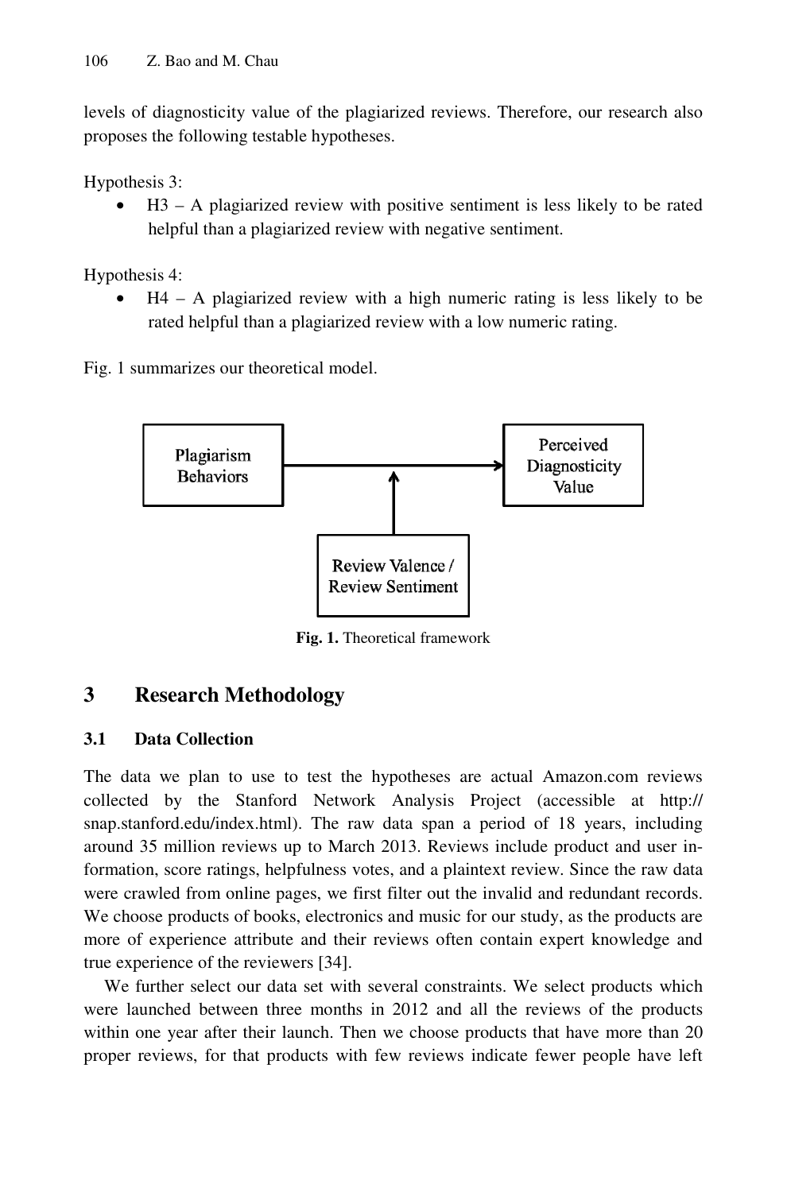levels of diagnosticity value of the plagiarized reviews. Therefore, our research also proposes the following testable hypotheses.

Hypothesis 3:

- H3 – A plagiarized review with positive sentiment is less likely to be rated helpful than a plagiarized review with negative sentiment.

Hypothesis 4:

- H4 – A plagiarized review with a high numeric rating is less likely to be rated helpful than a plagiarized review with a low numeric rating.

Fig. 1 summarizes our theoretical model.

Plagiarism Behaviors

Perceived Diagnosticity Value

Review Valence / Review Sentiment

**Fig. 1.** Theoretical framework

## 3 Research Methodology

### 3.1 Data Collection

The data we plan to use to test the hypotheses are actual Amazon.com reviews collected by the Stanford Network Analysis Project (accessible at http://snap.stanford.edu/index.html). The raw data span a period of 18 years, including around 35 million reviews up to March 2013. Reviews include product and user information, score ratings, helpfulness votes, and a plaintext review. Since the raw data were crawled from online pages, we first filter out the invalid and redundant records. We choose products of books, electronics and music for our study, as the products are more of experience attribute and their reviews often contain expert knowledge and true experience of the reviewers [34].

We further select our data set with several constraints. We select products which were launched between three months in 2012 and all the reviews of the products within one year after their launch. Then we choose products that have more than 20 proper reviews, for that products with few reviews indicate fewer people have left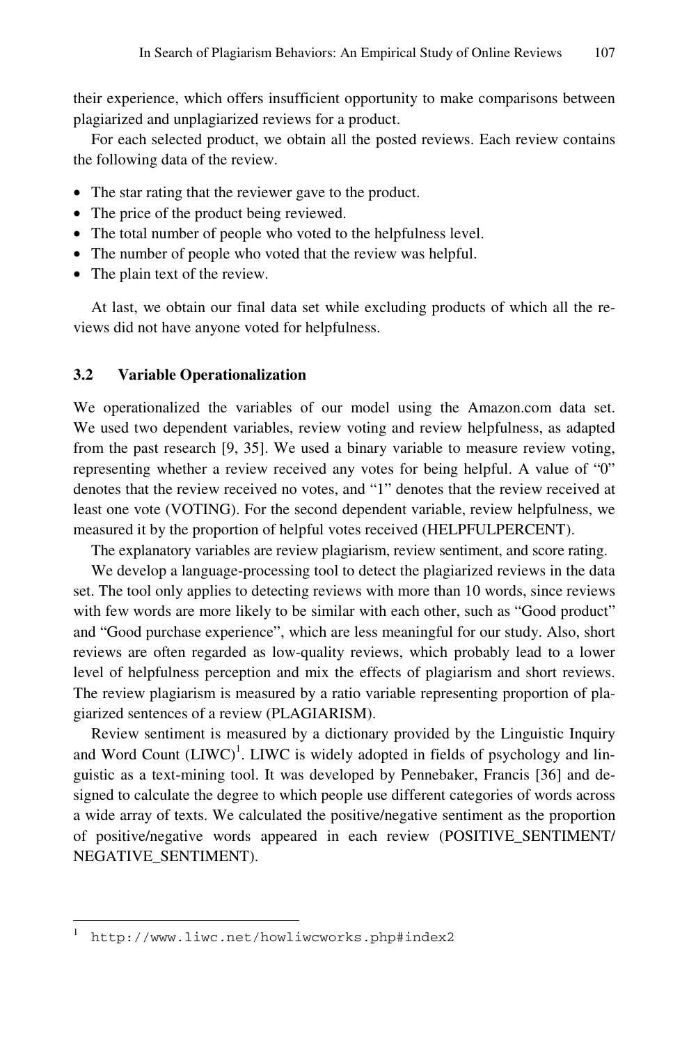their experience, which offers insufficient opportunity to make comparisons between plagiarized and unplagiarized reviews for a product.

For each selected product, we obtain all the posted reviews. Each review contains the following data of the review.

- The star rating that the reviewer gave to the product.
- The price of the product being reviewed.
- The total number of people who voted to the helpfulness level.
- The number of people who voted that the review was helpful.
- The plain text of the review.

At last, we obtain our final data set while excluding products of which all the reviews did not have anyone voted for helpfulness.

### 3.2 Variable Operationalization

We operationalized the variables of our model using the Amazon.com data set. We used two dependent variables, review voting and review helpfulness, as adapted from the past research [9, 35]. We used a binary variable to measure review voting, representing whether a review received any votes for being helpful. A value of "0" denotes that the review received no votes, and "1" denotes that the review received at least one vote (VOTING). For the second dependent variable, review helpfulness, we measured it by the proportion of helpful votes received (HELPFULPERCENT).

The explanatory variables are review plagiarism, review sentiment, and score rating.

We develop a language-processing tool to detect the plagiarized reviews in the data set. The tool only applies to detecting reviews with more than 10 words, since reviews with few words are more likely to be similar with each other, such as "Good product" and "Good purchase experience", which are less meaningful for our study. Also, short reviews are often regarded as low-quality reviews, which probably lead to a lower level of helpfulness perception and mix the effects of plagiarism and short reviews. The review plagiarism is measured by a ratio variable representing proportion of plagiarized sentences of a review (PLAGIARISM).

Review sentiment is measured by a dictionary provided by the Linguistic Inquiry and Word Count (LIWC)[1]. LIWC is widely adopted in fields of psychology and linguistic as a text-mining tool. It was developed by Pennebaker, Francis [36] and designed to calculate the degree to which people use different categories of words across a wide array of texts. We calculated the positive/negative sentiment as the proportion of positive/negative words appeared in each review (POSITIVE_SENTIMENT/NEGATIVE_SENTIMENT).

---

[1] http://www.liwc.net/howliwcworks.php#index2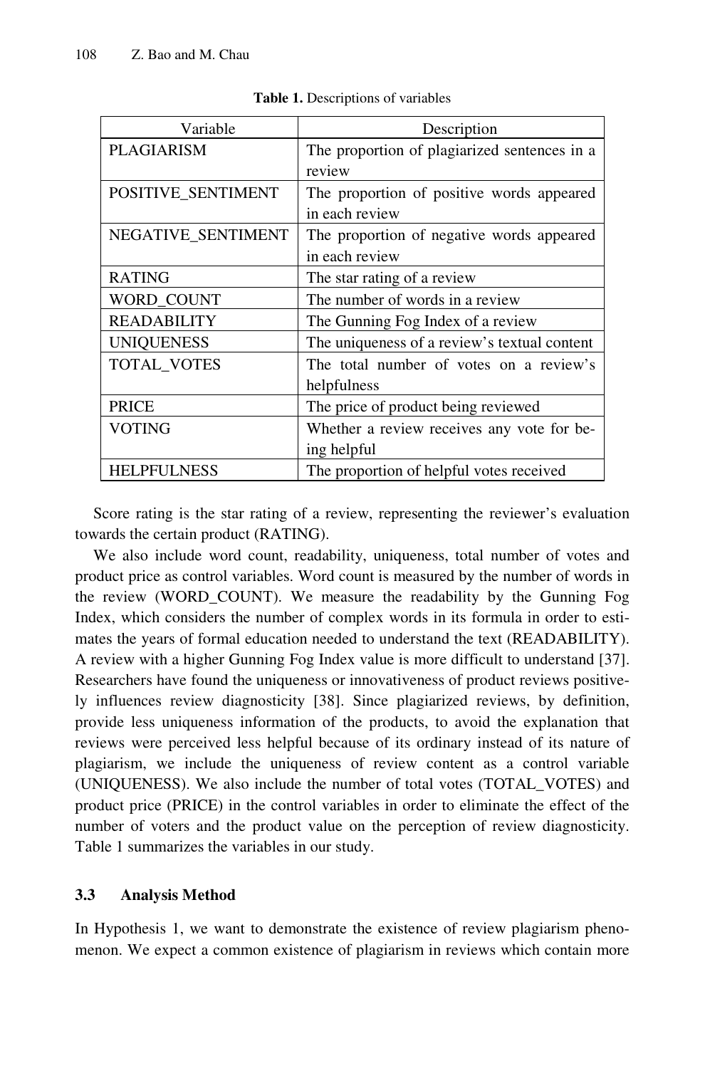**Table 1.** Descriptions of variables

| Variable | Description |
|---|---|
| PLAGIARISM | The proportion of plagiarized sentences in a review |
| POSITIVE_SENTIMENT | The proportion of positive words appeared in each review |
| NEGATIVE_SENTIMENT | The proportion of negative words appeared in each review |
| RATING | The star rating of a review |
| WORD_COUNT | The number of words in a review |
| READABILITY | The Gunning Fog Index of a review |
| UNIQUENESS | The uniqueness of a review's textual content |
| TOTAL_VOTES | The total number of votes on a review's helpfulness |
| PRICE | The price of product being reviewed |
| VOTING | Whether a review receives any vote for being helpful |
| HELPFULNESS | The proportion of helpful votes received |

Score rating is the star rating of a review, representing the reviewer's evaluation towards the certain product (RATING).

We also include word count, readability, uniqueness, total number of votes and product price as control variables. Word count is measured by the number of words in the review (WORD_COUNT). We measure the readability by the Gunning Fog Index, which considers the number of complex words in its formula in order to estimates the years of formal education needed to understand the text (READABILITY). A review with a higher Gunning Fog Index value is more difficult to understand [37]. Researchers have found the uniqueness or innovativeness of product reviews positively influences review diagnosticity [38]. Since plagiarized reviews, by definition, provide less uniqueness information of the products, to avoid the explanation that reviews were perceived less helpful because of its ordinary instead of its nature of plagiarism, we include the uniqueness of review content as a control variable (UNIQUENESS). We also include the number of total votes (TOTAL_VOTES) and product price (PRICE) in the control variables in order to eliminate the effect of the number of voters and the product value on the perception of review diagnosticity. Table 1 summarizes the variables in our study.

### 3.3 Analysis Method

In Hypothesis 1, we want to demonstrate the existence of review plagiarism phenomenon. We expect a common existence of plagiarism in reviews which contain more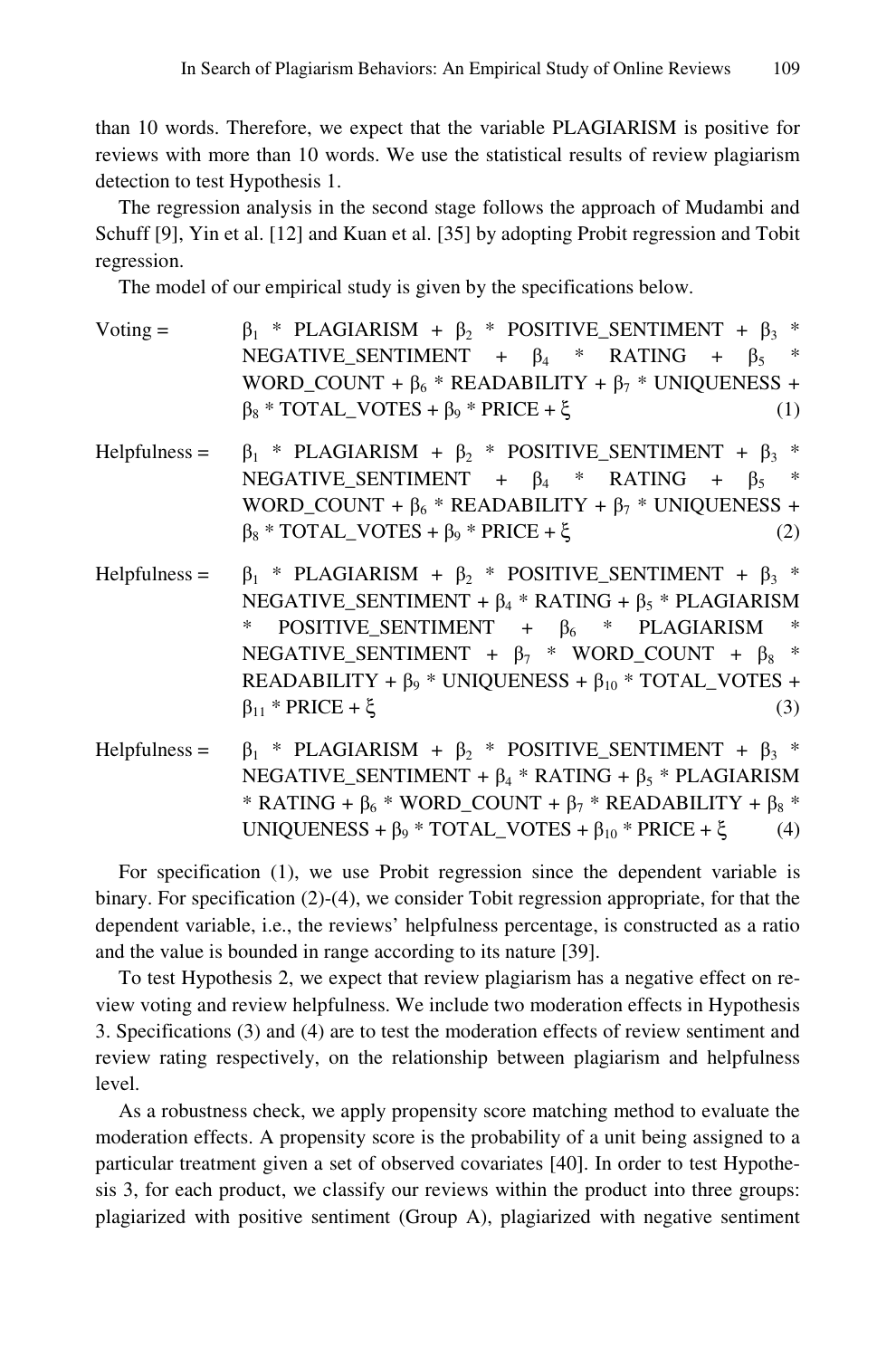than 10 words. Therefore, we expect that the variable PLAGIARISM is positive for reviews with more than 10 words. We use the statistical results of review plagiarism detection to test Hypothesis 1.

The regression analysis in the second stage follows the approach of Mudambi and Schuff [9], Yin et al. [12] and Kuan et al. [35] by adopting Probit regression and Tobit regression.

The model of our empirical study is given by the specifications below.

$$\text{Voting} = \beta_1 * \text{PLAGIARISM} + \beta_2 * \text{POSITIVE\_SENTIMENT} + \beta_3 * \text{NEGATIVE\_SENTIMENT} + \beta_4 * \text{RATING} + \beta_5 * \text{WORD\_COUNT} + \beta_6 * \text{READABILITY} + \beta_7 * \text{UNIQUENESS} + \beta_8 * \text{TOTAL\_VOTES} + \beta_9 * \text{PRICE} + \xi \quad (1)$$

$$\text{Helpfulness} = \beta_1 * \text{PLAGIARISM} + \beta_2 * \text{POSITIVE\_SENTIMENT} + \beta_3 * \text{NEGATIVE\_SENTIMENT} + \beta_4 * \text{RATING} + \beta_5 * \text{WORD\_COUNT} + \beta_6 * \text{READABILITY} + \beta_7 * \text{UNIQUENESS} + \beta_8 * \text{TOTAL\_VOTES} + \beta_9 * \text{PRICE} + \xi \quad (2)$$

$$\text{Helpfulness} = \beta_1 * \text{PLAGIARISM} + \beta_2 * \text{POSITIVE\_SENTIMENT} + \beta_3 * \text{NEGATIVE\_SENTIMENT} + \beta_4 * \text{RATING} + \beta_5 * \text{PLAGIARISM} * \text{POSITIVE\_SENTIMENT} + \beta_6 * \text{PLAGIARISM} * \text{NEGATIVE\_SENTIMENT} + \beta_7 * \text{WORD\_COUNT} + \beta_8 * \text{READABILITY} + \beta_9 * \text{UNIQUENESS} + \beta_{10} * \text{TOTAL\_VOTES} + \beta_{11} * \text{PRICE} + \xi \quad (3)$$

$$\text{Helpfulness} = \beta_1 * \text{PLAGIARISM} + \beta_2 * \text{POSITIVE\_SENTIMENT} + \beta_3 * \text{NEGATIVE\_SENTIMENT} + \beta_4 * \text{RATING} + \beta_5 * \text{PLAGIARISM} * \text{RATING} + \beta_6 * \text{WORD\_COUNT} + \beta_7 * \text{READABILITY} + \beta_8 * \text{UNIQUENESS} + \beta_9 * \text{TOTAL\_VOTES} + \beta_{10} * \text{PRICE} + \xi \quad (4)$$

For specification (1), we use Probit regression since the dependent variable is binary. For specification (2)-(4), we consider Tobit regression appropriate, for that the dependent variable, i.e., the reviews' helpfulness percentage, is constructed as a ratio and the value is bounded in range according to its nature [39].

To test Hypothesis 2, we expect that review plagiarism has a negative effect on review voting and review helpfulness. We include two moderation effects in Hypothesis 3. Specifications (3) and (4) are to test the moderation effects of review sentiment and review rating respectively, on the relationship between plagiarism and helpfulness level.

As a robustness check, we apply propensity score matching method to evaluate the moderation effects. A propensity score is the probability of a unit being assigned to a particular treatment given a set of observed covariates [40]. In order to test Hypothesis 3, for each product, we classify our reviews within the product into three groups: plagiarized with positive sentiment (Group A), plagiarized with negative sentiment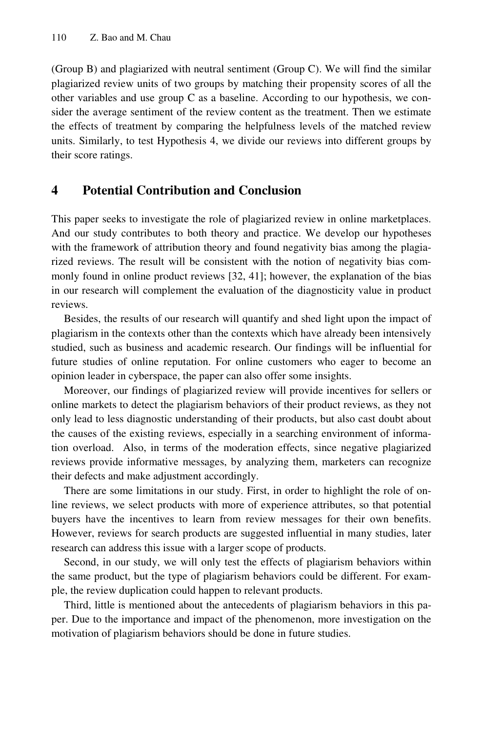(Group B) and plagiarized with neutral sentiment (Group C). We will find the similar plagiarized review units of two groups by matching their propensity scores of all the other variables and use group C as a baseline. According to our hypothesis, we consider the average sentiment of the review content as the treatment. Then we estimate the effects of treatment by comparing the helpfulness levels of the matched review units. Similarly, to test Hypothesis 4, we divide our reviews into different groups by their score ratings.

## 4 Potential Contribution and Conclusion

This paper seeks to investigate the role of plagiarized review in online marketplaces. And our study contributes to both theory and practice. We develop our hypotheses with the framework of attribution theory and found negativity bias among the plagiarized reviews. The result will be consistent with the notion of negativity bias commonly found in online product reviews [32, 41]; however, the explanation of the bias in our research will complement the evaluation of the diagnosticity value in product reviews.

Besides, the results of our research will quantify and shed light upon the impact of plagiarism in the contexts other than the contexts which have already been intensively studied, such as business and academic research. Our findings will be influential for future studies of online reputation. For online customers who eager to become an opinion leader in cyberspace, the paper can also offer some insights.

Moreover, our findings of plagiarized review will provide incentives for sellers or online markets to detect the plagiarism behaviors of their product reviews, as they not only lead to less diagnostic understanding of their products, but also cast doubt about the causes of the existing reviews, especially in a searching environment of information overload. Also, in terms of the moderation effects, since negative plagiarized reviews provide informative messages, by analyzing them, marketers can recognize their defects and make adjustment accordingly.

There are some limitations in our study. First, in order to highlight the role of online reviews, we select products with more of experience attributes, so that potential buyers have the incentives to learn from review messages for their own benefits. However, reviews for search products are suggested influential in many studies, later research can address this issue with a larger scope of products.

Second, in our study, we will only test the effects of plagiarism behaviors within the same product, but the type of plagiarism behaviors could be different. For example, the review duplication could happen to relevant products.

Third, little is mentioned about the antecedents of plagiarism behaviors in this paper. Due to the importance and impact of the phenomenon, more investigation on the motivation of plagiarism behaviors should be done in future studies.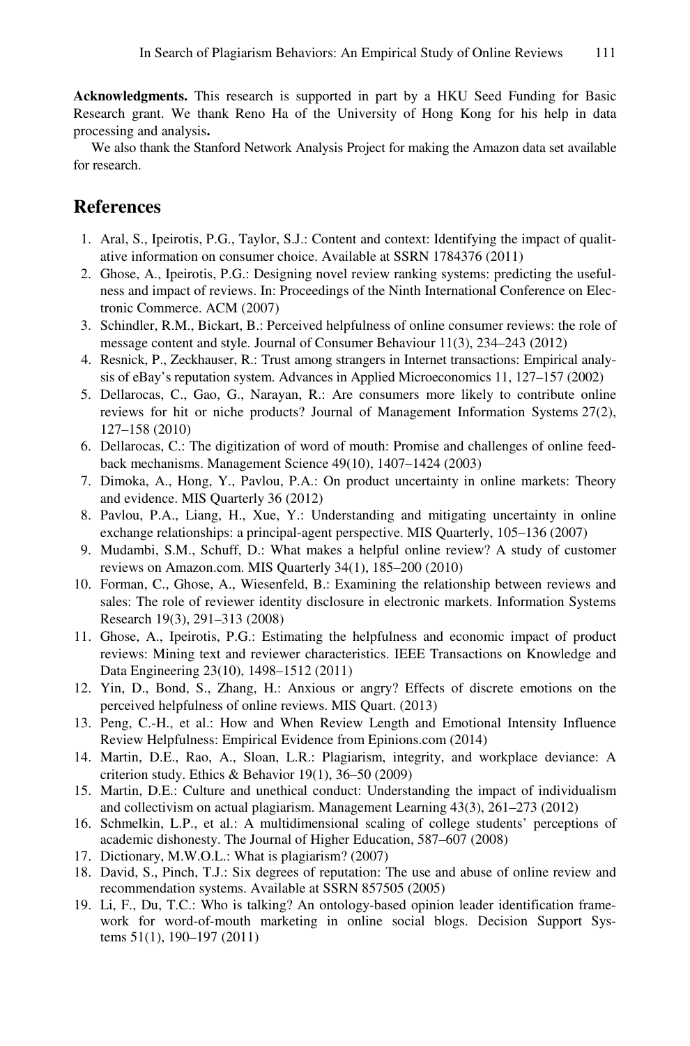**Acknowledgments.** This research is supported in part by a HKU Seed Funding for Basic Research grant. We thank Reno Ha of the University of Hong Kong for his help in data processing and analysis**.**

We also thank the Stanford Network Analysis Project for making the Amazon data set available for research.

## References

1. Aral, S., Ipeirotis, P.G., Taylor, S.J.: Content and context: Identifying the impact of qualitative information on consumer choice. Available at SSRN 1784376 (2011)
2. Ghose, A., Ipeirotis, P.G.: Designing novel review ranking systems: predicting the usefulness and impact of reviews. In: Proceedings of the Ninth International Conference on Electronic Commerce. ACM (2007)
3. Schindler, R.M., Bickart, B.: Perceived helpfulness of online consumer reviews: the role of message content and style. Journal of Consumer Behaviour 11(3), 234–243 (2012)
4. Resnick, P., Zeckhauser, R.: Trust among strangers in Internet transactions: Empirical analysis of eBay's reputation system. Advances in Applied Microeconomics 11, 127–157 (2002)
5. Dellarocas, C., Gao, G., Narayan, R.: Are consumers more likely to contribute online reviews for hit or niche products? Journal of Management Information Systems 27(2), 127–158 (2010)
6. Dellarocas, C.: The digitization of word of mouth: Promise and challenges of online feedback mechanisms. Management Science 49(10), 1407–1424 (2003)
7. Dimoka, A., Hong, Y., Pavlou, P.A.: On product uncertainty in online markets: Theory and evidence. MIS Quarterly 36 (2012)
8. Pavlou, P.A., Liang, H., Xue, Y.: Understanding and mitigating uncertainty in online exchange relationships: a principal-agent perspective. MIS Quarterly, 105–136 (2007)
9. Mudambi, S.M., Schuff, D.: What makes a helpful online review? A study of customer reviews on Amazon.com. MIS Quarterly 34(1), 185–200 (2010)
10. Forman, C., Ghose, A., Wiesenfeld, B.: Examining the relationship between reviews and sales: The role of reviewer identity disclosure in electronic markets. Information Systems Research 19(3), 291–313 (2008)
11. Ghose, A., Ipeirotis, P.G.: Estimating the helpfulness and economic impact of product reviews: Mining text and reviewer characteristics. IEEE Transactions on Knowledge and Data Engineering 23(10), 1498–1512 (2011)
12. Yin, D., Bond, S., Zhang, H.: Anxious or angry? Effects of discrete emotions on the perceived helpfulness of online reviews. MIS Quart. (2013)
13. Peng, C.-H., et al.: How and When Review Length and Emotional Intensity Influence Review Helpfulness: Empirical Evidence from Epinions.com (2014)
14. Martin, D.E., Rao, A., Sloan, L.R.: Plagiarism, integrity, and workplace deviance: A criterion study. Ethics & Behavior 19(1), 36–50 (2009)
15. Martin, D.E.: Culture and unethical conduct: Understanding the impact of individualism and collectivism on actual plagiarism. Management Learning 43(3), 261–273 (2012)
16. Schmelkin, L.P., et al.: A multidimensional scaling of college students' perceptions of academic dishonesty. The Journal of Higher Education, 587–607 (2008)
17. Dictionary, M.W.O.L.: What is plagiarism? (2007)
18. David, S., Pinch, T.J.: Six degrees of reputation: The use and abuse of online review and recommendation systems. Available at SSRN 857505 (2005)
19. Li, F., Du, T.C.: Who is talking? An ontology-based opinion leader identification framework for word-of-mouth marketing in online social blogs. Decision Support Systems 51(1), 190–197 (2011)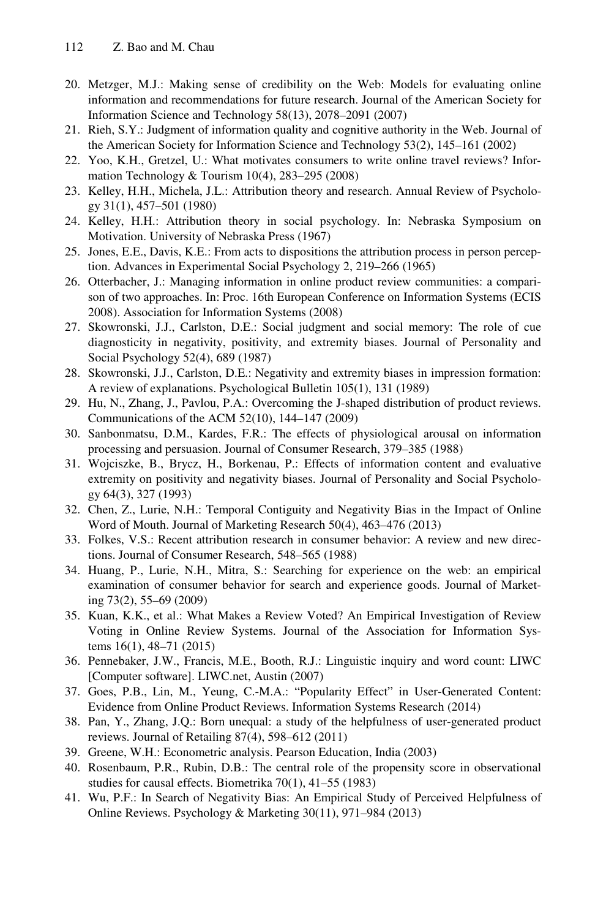20. Metzger, M.J.: Making sense of credibility on the Web: Models for evaluating online information and recommendations for future research. Journal of the American Society for Information Science and Technology 58(13), 2078–2091 (2007)
21. Rieh, S.Y.: Judgment of information quality and cognitive authority in the Web. Journal of the American Society for Information Science and Technology 53(2), 145–161 (2002)
22. Yoo, K.H., Gretzel, U.: What motivates consumers to write online travel reviews? Information Technology & Tourism 10(4), 283–295 (2008)
23. Kelley, H.H., Michela, J.L.: Attribution theory and research. Annual Review of Psychology 31(1), 457–501 (1980)
24. Kelley, H.H.: Attribution theory in social psychology. In: Nebraska Symposium on Motivation. University of Nebraska Press (1967)
25. Jones, E.E., Davis, K.E.: From acts to dispositions the attribution process in person perception. Advances in Experimental Social Psychology 2, 219–266 (1965)
26. Otterbacher, J.: Managing information in online product review communities: a comparison of two approaches. In: Proc. 16th European Conference on Information Systems (ECIS 2008). Association for Information Systems (2008)
27. Skowronski, J.J., Carlston, D.E.: Social judgment and social memory: The role of cue diagnosticity in negativity, positivity, and extremity biases. Journal of Personality and Social Psychology 52(4), 689 (1987)
28. Skowronski, J.J., Carlston, D.E.: Negativity and extremity biases in impression formation: A review of explanations. Psychological Bulletin 105(1), 131 (1989)
29. Hu, N., Zhang, J., Pavlou, P.A.: Overcoming the J-shaped distribution of product reviews. Communications of the ACM 52(10), 144–147 (2009)
30. Sanbonmatsu, D.M., Kardes, F.R.: The effects of physiological arousal on information processing and persuasion. Journal of Consumer Research, 379–385 (1988)
31. Wojciszke, B., Brycz, H., Borkenau, P.: Effects of information content and evaluative extremity on positivity and negativity biases. Journal of Personality and Social Psychology 64(3), 327 (1993)
32. Chen, Z., Lurie, N.H.: Temporal Contiguity and Negativity Bias in the Impact of Online Word of Mouth. Journal of Marketing Research 50(4), 463–476 (2013)
33. Folkes, V.S.: Recent attribution research in consumer behavior: A review and new directions. Journal of Consumer Research, 548–565 (1988)
34. Huang, P., Lurie, N.H., Mitra, S.: Searching for experience on the web: an empirical examination of consumer behavior for search and experience goods. Journal of Marketing 73(2), 55–69 (2009)
35. Kuan, K.K., et al.: What Makes a Review Voted? An Empirical Investigation of Review Voting in Online Review Systems. Journal of the Association for Information Systems 16(1), 48–71 (2015)
36. Pennebaker, J.W., Francis, M.E., Booth, R.J.: Linguistic inquiry and word count: LIWC [Computer software]. LIWC.net, Austin (2007)
37. Goes, P.B., Lin, M., Yeung, C.-M.A.: "Popularity Effect" in User-Generated Content: Evidence from Online Product Reviews. Information Systems Research (2014)
38. Pan, Y., Zhang, J.Q.: Born unequal: a study of the helpfulness of user-generated product reviews. Journal of Retailing 87(4), 598–612 (2011)
39. Greene, W.H.: Econometric analysis. Pearson Education, India (2003)
40. Rosenbaum, P.R., Rubin, D.B.: The central role of the propensity score in observational studies for causal effects. Biometrika 70(1), 41–55 (1983)
41. Wu, P.F.: In Search of Negativity Bias: An Empirical Study of Perceived Helpfulness of Online Reviews. Psychology & Marketing 30(11), 971–984 (2013)